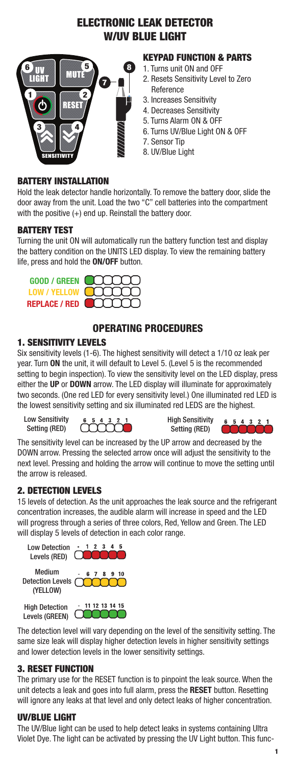# ELECTRONIC LEAK DETECTOR W/UV BLUE LIGHT

## KEYPAD FUNCTION & PARTS

1. Turns unit ON and OFF
2. Resets Sensitivity Level to Zero Reference
3. Increases Sensitivity
4. Decreases Sensitivity
5. Turns Alarm ON & OFF
6. Turns UV/Blue Light ON & OFF
7. Sensor Tip
8. UV/Blue Light

## BATTERY INSTALLATION

Hold the leak detector handle horizontally. To remove the battery door, slide the door away from the unit. Load the two "C" cell batteries into the compartment with the positive (+) end up. Reinstall the battery door.

## BATTERY TEST

Turning the unit ON will automatically run the battery function test and display the battery condition on the UNITS LED display. To view the remaining battery life, press and hold the **ON/OFF** button.

GOOD / GREEN

LOW / YELLOW

REPLACE / RED

## OPERATING PROCEDURES

### 1. SENSITIVITY LEVELS

Six sensitivity levels (1-6). The highest sensitivity will detect a 1/10 oz leak per year. Turn **ON** the unit, it will default to Level 5. (Level 5 is the recommended setting to begin inspection). To view the sensitivity level on the LED display, press either the **UP** or **DOWN** arrow. The LED display will illuminate for approximately two seconds. (One red LED for every sensitivity level.) One illuminated red LED is the lowest sensitivity setting and six illuminated red LEDS are the highest.

Low Sensitivity Setting (RED) 6 5 4 3 2 1

High Sensitivity Setting (RED) 6 5 4 3 2 1

The sensitivity level can be increased by the UP arrow and decreased by the DOWN arrow. Pressing the selected arrow once will adjust the sensitivity to the next level. Pressing and holding the arrow will continue to move the setting until the arrow is released.

### 2. DETECTION LEVELS

15 levels of detection. As the unit approaches the leak source and the refrigerant concentration increases, the audible alarm will increase in speed and the LED will progress through a series of three colors, Red, Yellow and Green. The LED will display 5 levels of detection in each color range.

Low Detection Levels (RED) - 1 2 3 4 5

Medium Detection Levels (YELLOW) - 6 7 8 9 10

High Detection Levels (GREEN) - 11 12 13 14 15

The detection level will vary depending on the level of the sensitivity setting. The same size leak will display higher detection levels in higher sensitivity settings and lower detection levels in the lower sensitivity settings.

### 3. RESET FUNCTION

The primary use for the RESET function is to pinpoint the leak source. When the unit detects a leak and goes into full alarm, press the **RESET** button. Resetting will ignore any leaks at that level and only detect leaks of higher concentration.

### UV/BLUE LIGHT

The UV/Blue light can be used to help detect leaks in systems containing Ultra Violet Dye. The light can be activated by pressing the UV Light button. This func-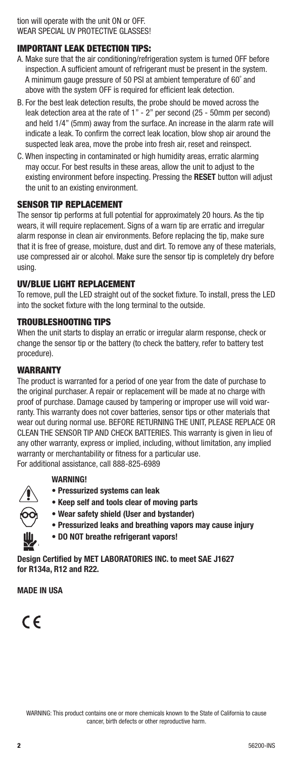tion will operate with the unit ON or OFF.
WEAR SPECIAL UV PROTECTIVE GLASSES!

## IMPORTANT LEAK DETECTION TIPS:

A. Make sure that the air conditioning/refrigeration system is turned OFF before inspection. A sufficient amount of refrigerant must be present in the system. A minimum gauge pressure of 50 PSI at ambient temperature of 60˚ and above with the system OFF is required for efficient leak detection.

B. For the best leak detection results, the probe should be moved across the leak detection area at the rate of 1" - 2" per second (25 - 50mm per second) and held 1/4" (5mm) away from the surface. An increase in the alarm rate will indicate a leak. To confirm the correct leak location, blow shop air around the suspected leak area, move the probe into fresh air, reset and reinspect.

C. When inspecting in contaminated or high humidity areas, erratic alarming may occur. For best results in these areas, allow the unit to adjust to the existing environment before inspecting. Pressing the **RESET** button will adjust the unit to an existing environment.

## SENSOR TIP REPLACEMENT

The sensor tip performs at full potential for approximately 20 hours. As the tip wears, it will require replacement. Signs of a warn tip are erratic and irregular alarm response in clean air environments. Before replacing the tip, make sure that it is free of grease, moisture, dust and dirt. To remove any of these materials, use compressed air or alcohol. Make sure the sensor tip is completely dry before using.

## UV/BLUE LIGHT REPLACEMENT

To remove, pull the LED straight out of the socket fixture. To install, press the LED into the socket fixture with the long terminal to the outside.

## TROUBLESHOOTING TIPS

When the unit starts to display an erratic or irregular alarm response, check or change the sensor tip or the battery (to check the battery, refer to battery test procedure).

## WARRANTY

The product is warranted for a period of one year from the date of purchase to the original purchaser. A repair or replacement will be made at no charge with proof of purchase. Damage caused by tampering or improper use will void warranty. This warranty does not cover batteries, sensor tips or other materials that wear out during normal use. BEFORE RETURNING THE UNIT, PLEASE REPLACE OR CLEAN THE SENSOR TIP AND CHECK BATTERIES. This warranty is given in lieu of any other warranty, express or implied, including, without limitation, any implied warranty or merchantability or fitness for a particular use.
For additional assistance, call 888-825-6989

**WARNING!**

- **Pressurized systems can leak**
- **Keep self and tools clear of moving parts**
- **Wear safety shield (User and bystander)**
- **Pressurized leaks and breathing vapors may cause injury**
- **DO NOT breathe refrigerant vapors!**

**Design Certified by MET LABORATORIES INC. to meet SAE J1627 for R134a, R12 and R22.**

**MADE IN USA**

CE

WARNING: This product contains one or more chemicals known to the State of California to cause cancer, birth defects or other reproductive harm.

56200-INS